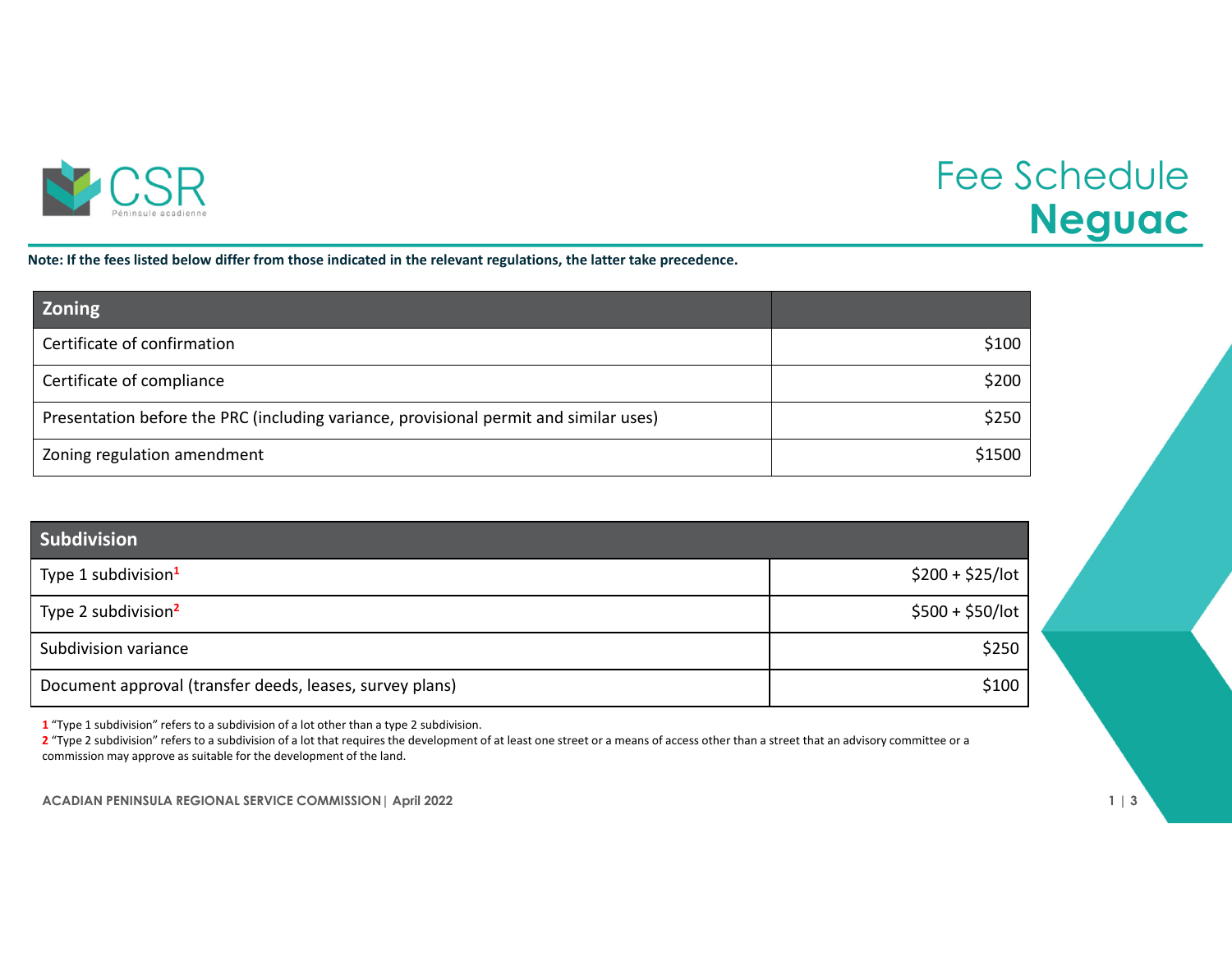CSR
Péninsule acadienne

# Fee Schedule
# Neguac

**Note: If the fees listed below differ from those indicated in the relevant regulations, the latter take precedence.**

| Zoning | |
|---|---:|
| Certificate of confirmation | $100 |
| Certificate of compliance | $200 |
| Presentation before the PRC (including variance, provisional permit and similar uses) | $250 |
| Zoning regulation amendment | $1500 |

| Subdivision | |
|---|---:|
| Type 1 subdivision[1] | $200 + $25/lot |
| Type 2 subdivision[2] | $500 + $50/lot |
| Subdivision variance | $250 |
| Document approval (transfer deeds, leases, survey plans) | $100 |

1 “Type 1 subdivision” refers to a subdivision of a lot other than a type 2 subdivision.

2 “Type 2 subdivision” refers to a subdivision of a lot that requires the development of at least one street or a means of access other than a street that an advisory committee or a commission may approve as suitable for the development of the land.

ACADIAN PENINSULA REGIONAL SERVICE COMMISSION | April 2022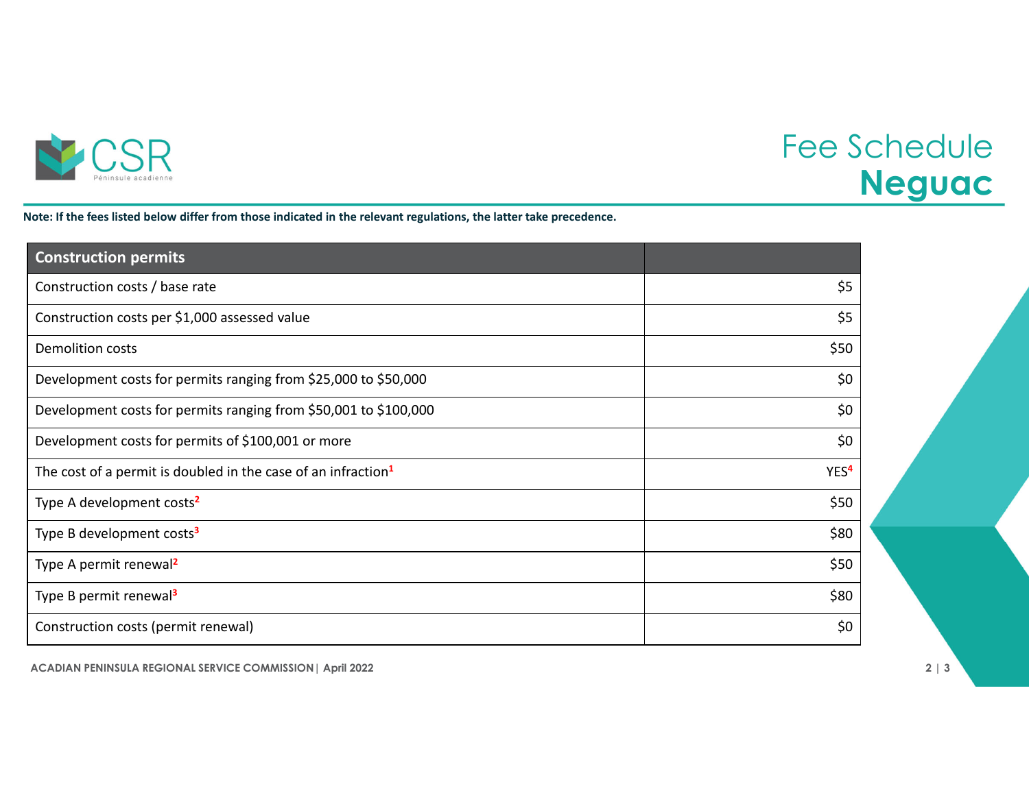# Fee Schedule
## Neguac

**Note: If the fees listed below differ from those indicated in the relevant regulations, the latter take precedence.**

| Construction permits | |
|---|---:|
| Construction costs / base rate | $5 |
| Construction costs per $1,000 assessed value | $5 |
| Demolition costs | $50 |
| Development costs for permits ranging from $25,000 to $50,000 | $0 |
| Development costs for permits ranging from $50,001 to $100,000 | $0 |
| Development costs for permits of $100,001 or more | $0 |
| The cost of a permit is doubled in the case of an infraction[1] | YES[4] |
| Type A development costs[2] | $50 |
| Type B development costs[3] | $80 |
| Type A permit renewal[2] | $50 |
| Type B permit renewal[3] | $80 |
| Construction costs (permit renewal) | $0 |

ACADIAN PENINSULA REGIONAL SERVICE COMMISSION | April 2022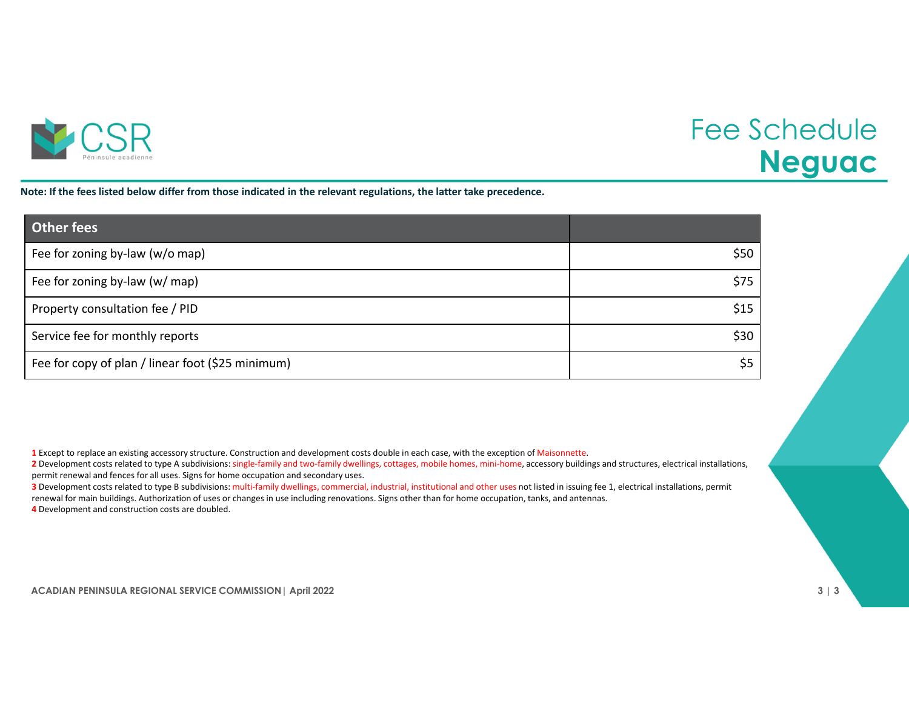# Fee Schedule **Neguac**

**Note: If the fees listed below differ from those indicated in the relevant regulations, the latter take precedence.**

| Other fees | |
|---|---|
| Fee for zoning by-law (w/o map) | $50 |
| Fee for zoning by-law (w/ map) | $75 |
| Property consultation fee / PID | $15 |
| Service fee for monthly reports | $30 |
| Fee for copy of plan / linear foot ($25 minimum) | $5 |

**1** Except to replace an existing accessory structure. Construction and development costs double in each case, with the exception of Maisonnette.
**2** Development costs related to type A subdivisions: single-family and two-family dwellings, cottages, mobile homes, mini-home, accessory buildings and structures, electrical installations, permit renewal and fences for all uses. Signs for home occupation and secondary uses.
**3** Development costs related to type B subdivisions: multi-family dwellings, commercial, industrial, institutional and other uses not listed in issuing fee 1, electrical installations, permit renewal for main buildings. Authorization of uses or changes in use including renovations. Signs other than for home occupation, tanks, and antennas.
**4** Development and construction costs are doubled.